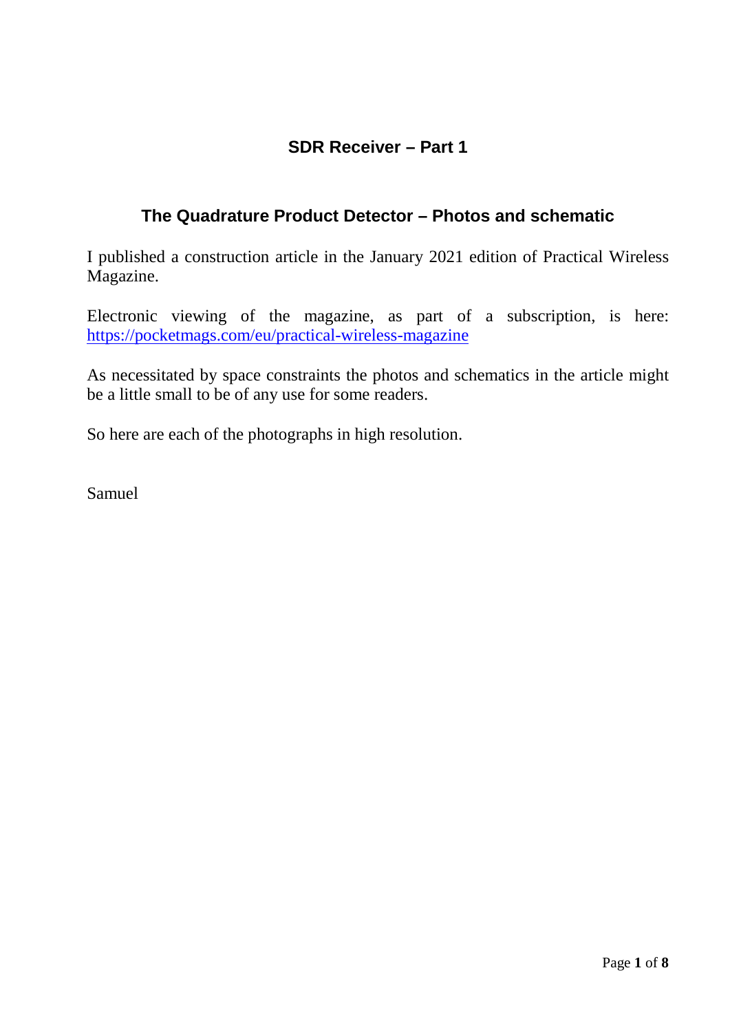# SDR Receiver – Part 1

## The Quadrature Product Detector – Photos and schematic

I published a construction article in the January 2021 edition of Practical Wireless Magazine.

Electronic viewing of the magazine, as part of a subscription, is here: [https://pocketmags.com/eu/practical-wireless-magazine](https://pocketmags.com/eu/practical-wireless-magazine)

As necessitated by space constraints the photos and schematics in the article might be a little small to be of any use for some readers.

So here are each of the photographs in high resolution.

Samuel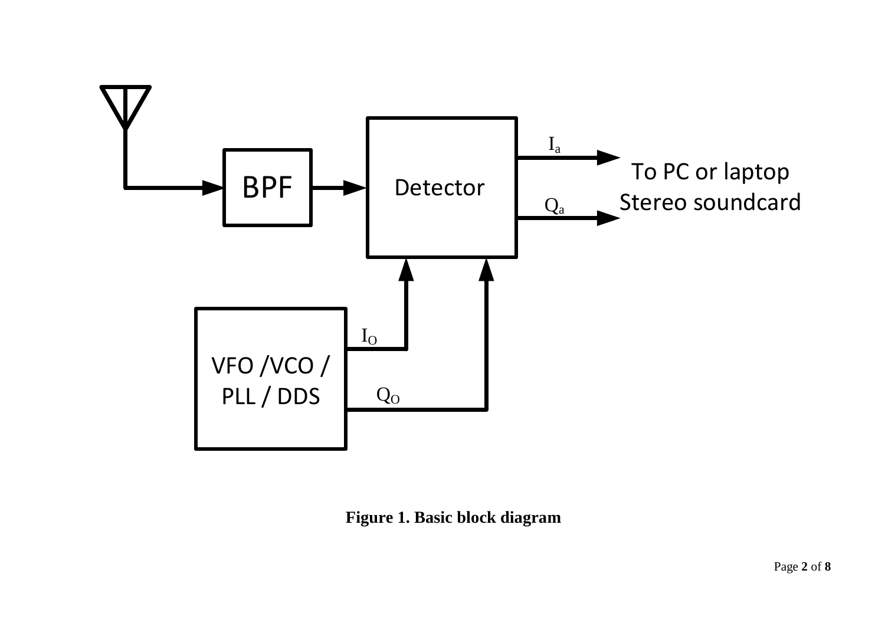**Figure 1. Basic block diagram**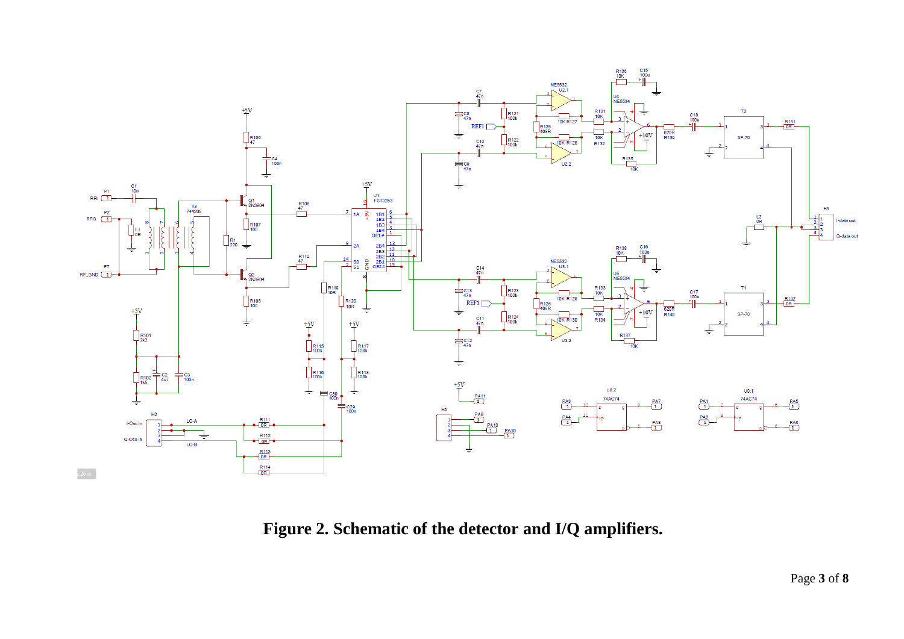**Figure 2. Schematic of the detector and I/Q amplifiers.**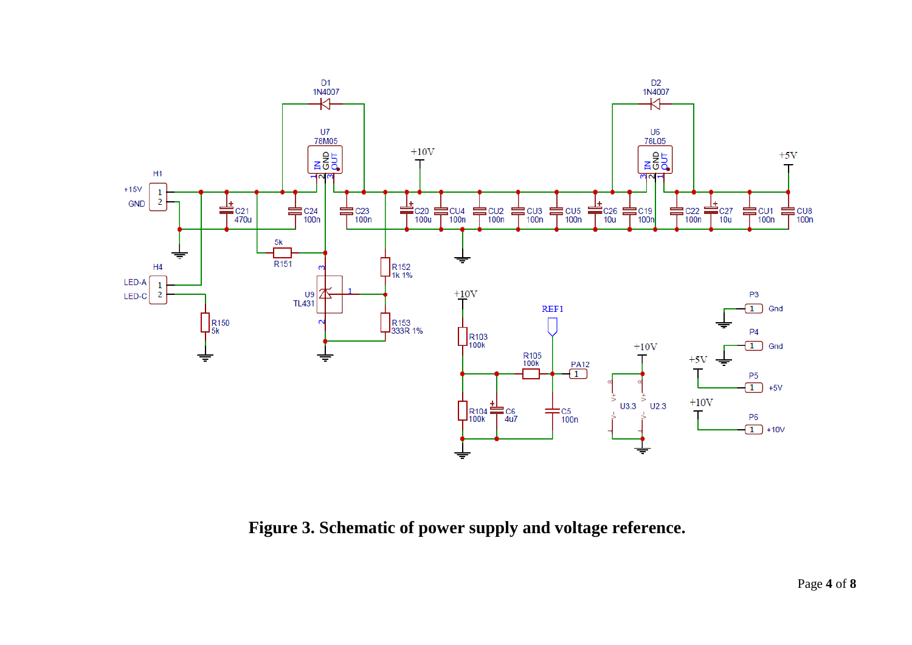**Figure 3. Schematic of power supply and voltage reference.**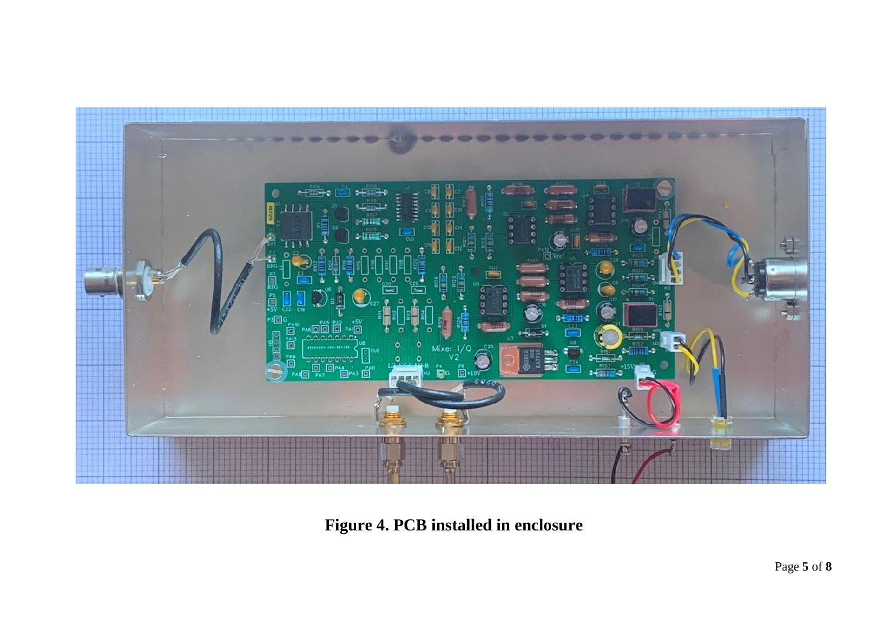**Figure 4. PCB installed in enclosure**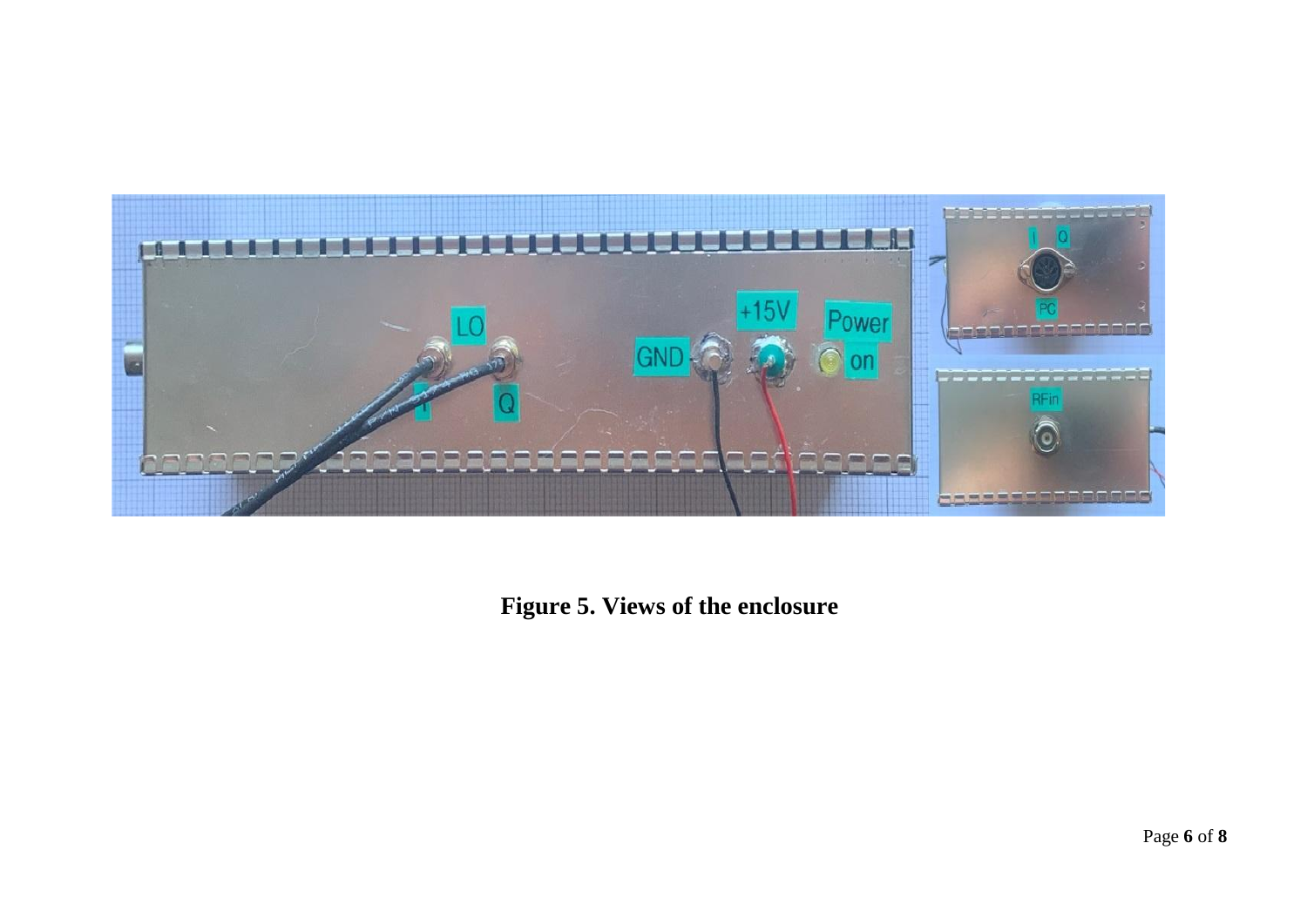**Figure 5. Views of the enclosure**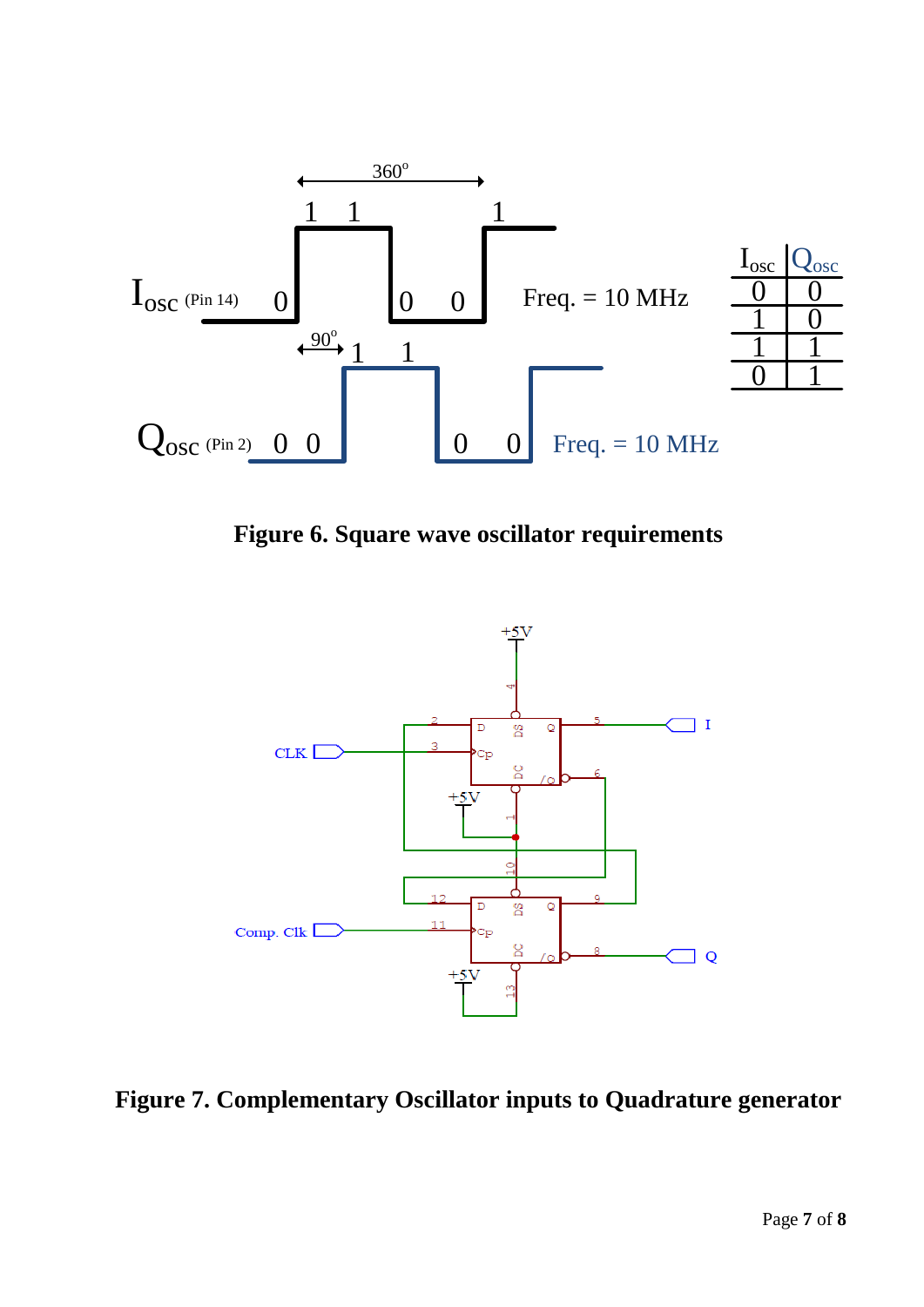| $I_{osc}$ | $Q_{osc}$ |
|---|---|
| 0 | 0 |
| 1 | 0 |
| 1 | 1 |
| 0 | 1 |

**Figure 6. Square wave oscillator requirements**

**Figure 7. Complementary Oscillator inputs to Quadrature generator**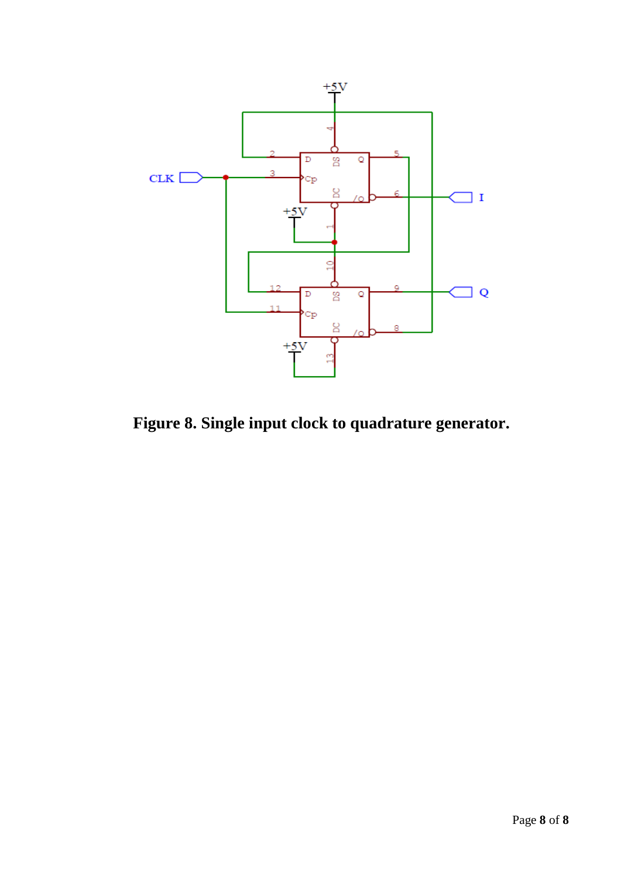+5V

CLK

I

Q

D

Cp

DS

DC

Q

/Q

2

3

4

5

6

1

+5V

10

12

11

9

8

13

+5V

**Figure 8. Single input clock to quadrature generator.**